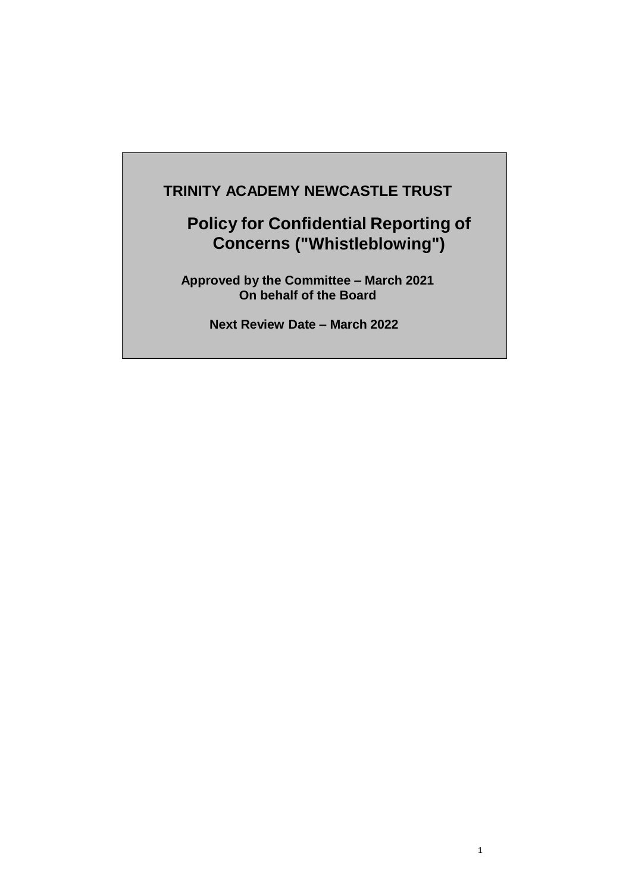# TRINITY ACADEMY NEWCASTLE TRUST

## Policy for Confidential Reporting of Concerns ("Whistleblowing")

**Approved by the Committee – March 2021**
**On behalf of the Board**

**Next Review Date – March 2022**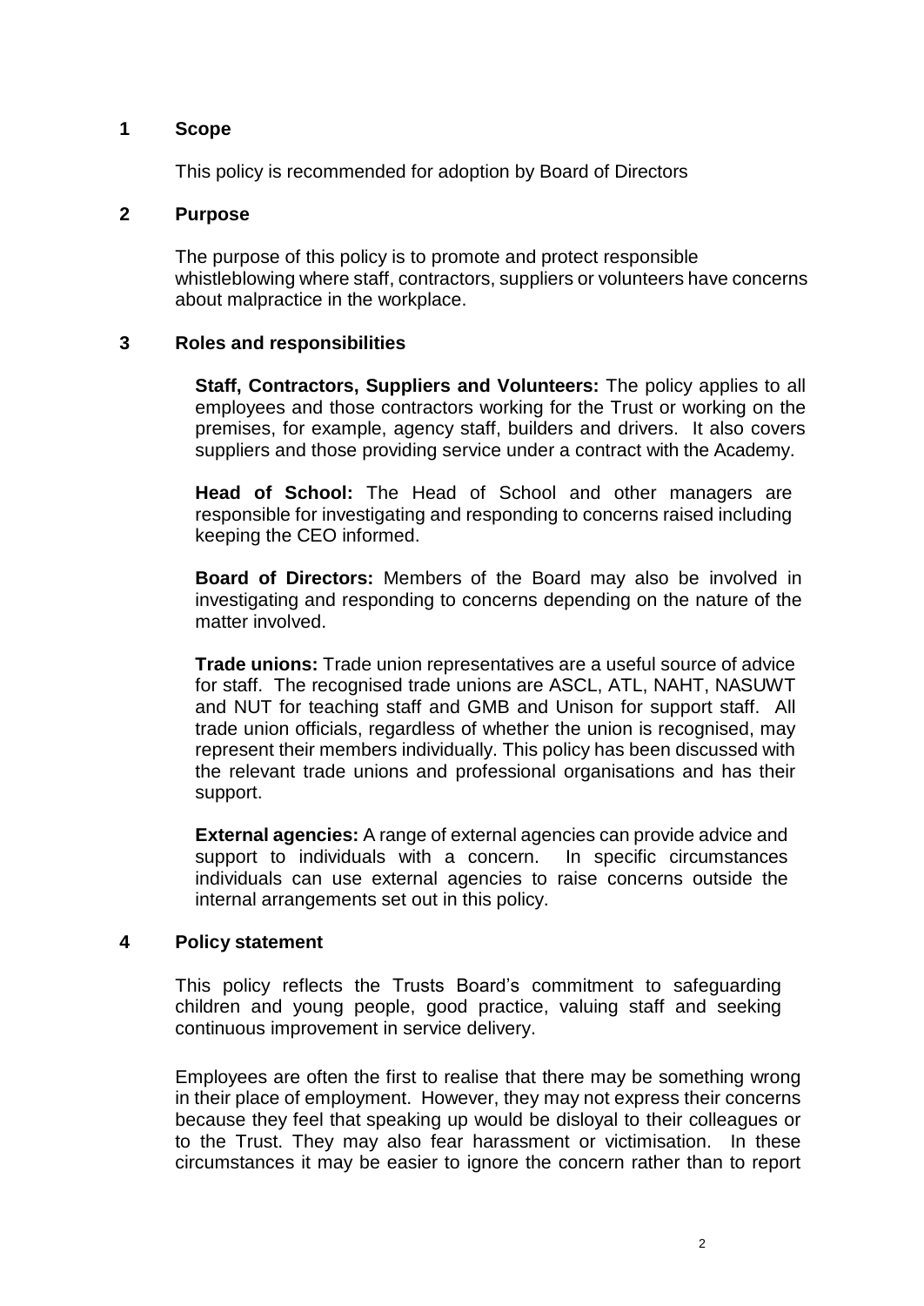## 1 Scope

This policy is recommended for adoption by Board of Directors

## 2 Purpose

The purpose of this policy is to promote and protect responsible whistleblowing where staff, contractors, suppliers or volunteers have concerns about malpractice in the workplace.

## 3 Roles and responsibilities

**Staff, Contractors, Suppliers and Volunteers:** The policy applies to all employees and those contractors working for the Trust or working on the premises, for example, agency staff, builders and drivers. It also covers suppliers and those providing service under a contract with the Academy.

**Head of School:** The Head of School and other managers are responsible for investigating and responding to concerns raised including keeping the CEO informed.

**Board of Directors:** Members of the Board may also be involved in investigating and responding to concerns depending on the nature of the matter involved.

**Trade unions:** Trade union representatives are a useful source of advice for staff. The recognised trade unions are ASCL, ATL, NAHT, NASUWT and NUT for teaching staff and GMB and Unison for support staff. All trade union officials, regardless of whether the union is recognised, may represent their members individually. This policy has been discussed with the relevant trade unions and professional organisations and has their support.

**External agencies:** A range of external agencies can provide advice and support to individuals with a concern. In specific circumstances individuals can use external agencies to raise concerns outside the internal arrangements set out in this policy.

## 4 Policy statement

This policy reflects the Trusts Board's commitment to safeguarding children and young people, good practice, valuing staff and seeking continuous improvement in service delivery.

Employees are often the first to realise that there may be something wrong in their place of employment. However, they may not express their concerns because they feel that speaking up would be disloyal to their colleagues or to the Trust. They may also fear harassment or victimisation. In these circumstances it may be easier to ignore the concern rather than to report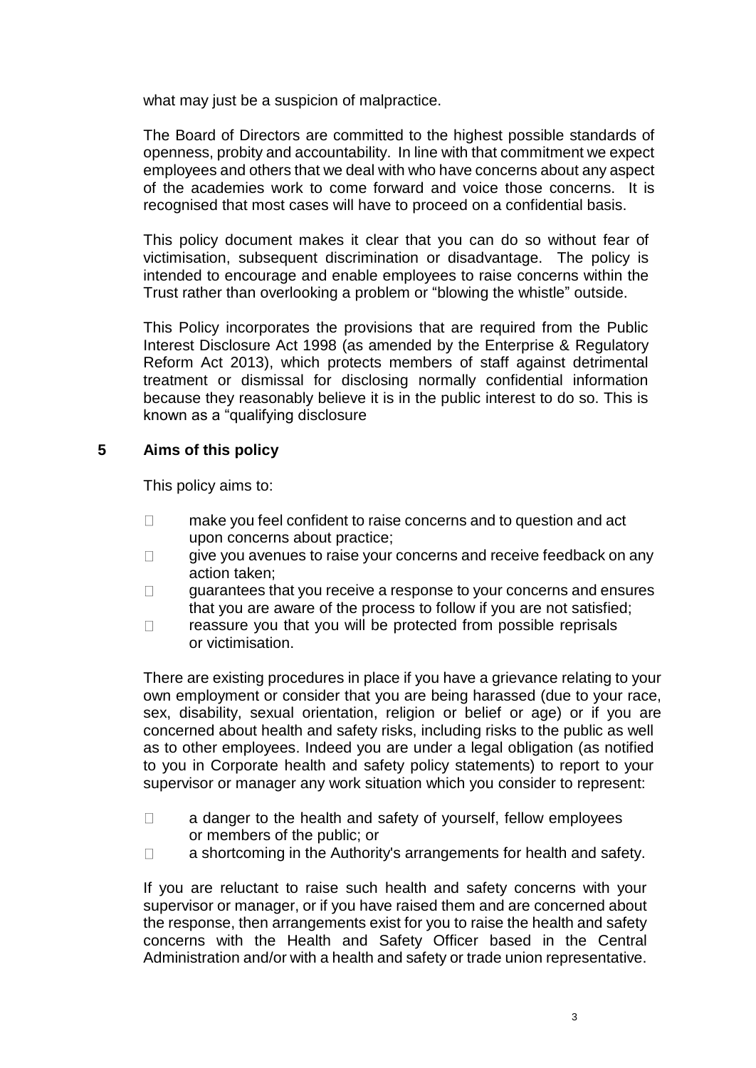what may just be a suspicion of malpractice.

The Board of Directors are committed to the highest possible standards of openness, probity and accountability. In line with that commitment we expect employees and others that we deal with who have concerns about any aspect of the academies work to come forward and voice those concerns. It is recognised that most cases will have to proceed on a confidential basis.

This policy document makes it clear that you can do so without fear of victimisation, subsequent discrimination or disadvantage. The policy is intended to encourage and enable employees to raise concerns within the Trust rather than overlooking a problem or "blowing the whistle" outside.

This Policy incorporates the provisions that are required from the Public Interest Disclosure Act 1998 (as amended by the Enterprise & Regulatory Reform Act 2013), which protects members of staff against detrimental treatment or dismissal for disclosing normally confidential information because they reasonably believe it is in the public interest to do so. This is known as a "qualifying disclosure

## 5 Aims of this policy

This policy aims to:

- make you feel confident to raise concerns and to question and act upon concerns about practice;
- give you avenues to raise your concerns and receive feedback on any action taken;
- guarantees that you receive a response to your concerns and ensures that you are aware of the process to follow if you are not satisfied;
- reassure you that you will be protected from possible reprisals or victimisation.

There are existing procedures in place if you have a grievance relating to your own employment or consider that you are being harassed (due to your race, sex, disability, sexual orientation, religion or belief or age) or if you are concerned about health and safety risks, including risks to the public as well as to other employees. Indeed you are under a legal obligation (as notified to you in Corporate health and safety policy statements) to report to your supervisor or manager any work situation which you consider to represent:

- a danger to the health and safety of yourself, fellow employees or members of the public; or
- a shortcoming in the Authority's arrangements for health and safety.

If you are reluctant to raise such health and safety concerns with your supervisor or manager, or if you have raised them and are concerned about the response, then arrangements exist for you to raise the health and safety concerns with the Health and Safety Officer based in the Central Administration and/or with a health and safety or trade union representative.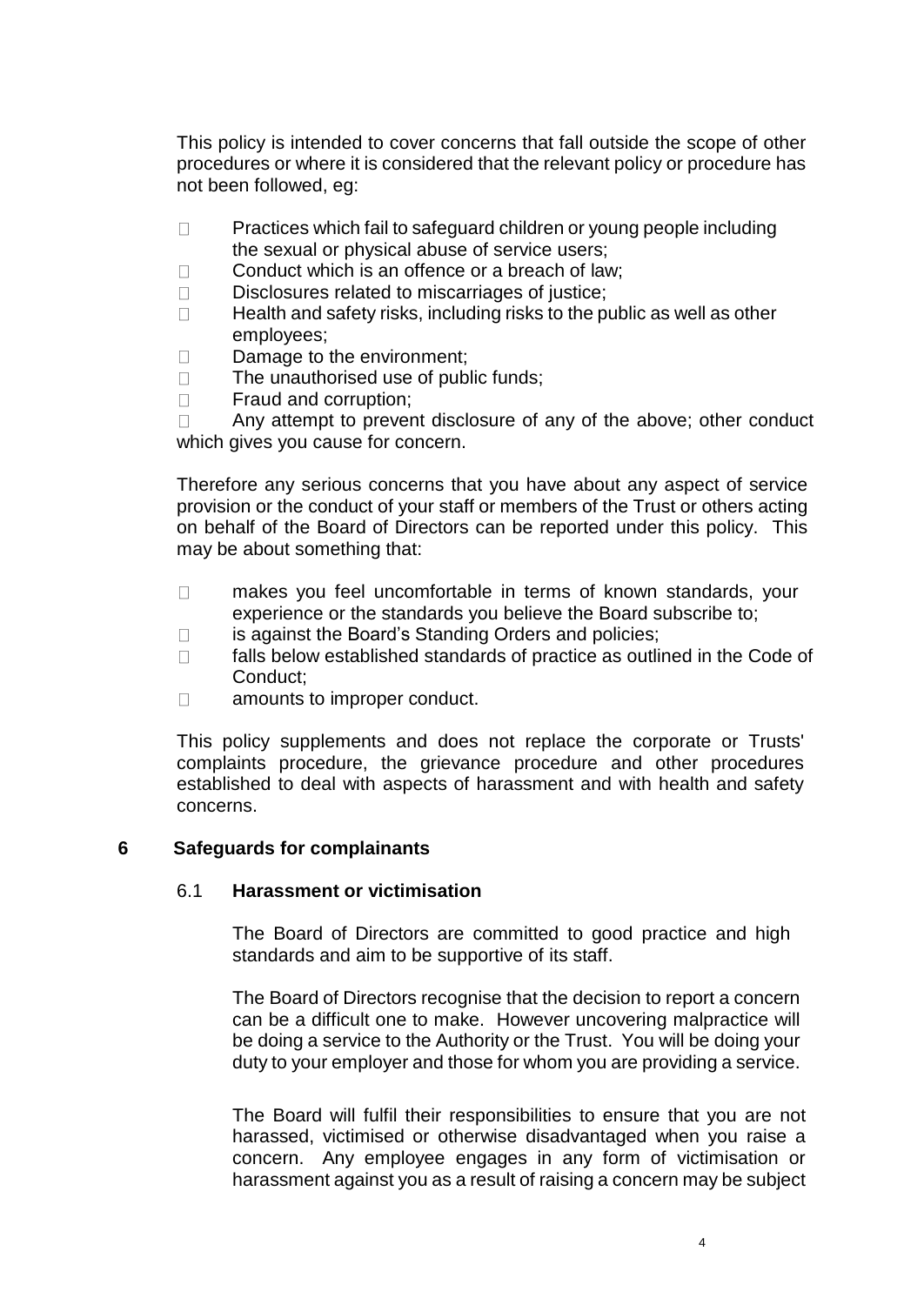This policy is intended to cover concerns that fall outside the scope of other procedures or where it is considered that the relevant policy or procedure has not been followed, eg:

- Practices which fail to safeguard children or young people including the sexual or physical abuse of service users;
- Conduct which is an offence or a breach of law;
- Disclosures related to miscarriages of justice;
- Health and safety risks, including risks to the public as well as other employees;
- Damage to the environment;
- The unauthorised use of public funds;
- Fraud and corruption;
- Any attempt to prevent disclosure of any of the above; other conduct which gives you cause for concern.

Therefore any serious concerns that you have about any aspect of service provision or the conduct of your staff or members of the Trust or others acting on behalf of the Board of Directors can be reported under this policy. This may be about something that:

- makes you feel uncomfortable in terms of known standards, your experience or the standards you believe the Board subscribe to;
- is against the Board's Standing Orders and policies;
- falls below established standards of practice as outlined in the Code of Conduct;
- amounts to improper conduct.

This policy supplements and does not replace the corporate or Trusts' complaints procedure, the grievance procedure and other procedures established to deal with aspects of harassment and with health and safety concerns.

## 6 Safeguards for complainants

### 6.1 Harassment or victimisation

The Board of Directors are committed to good practice and high standards and aim to be supportive of its staff.

The Board of Directors recognise that the decision to report a concern can be a difficult one to make. However uncovering malpractice will be doing a service to the Authority or the Trust. You will be doing your duty to your employer and those for whom you are providing a service.

The Board will fulfil their responsibilities to ensure that you are not harassed, victimised or otherwise disadvantaged when you raise a concern. Any employee engages in any form of victimisation or harassment against you as a result of raising a concern may be subject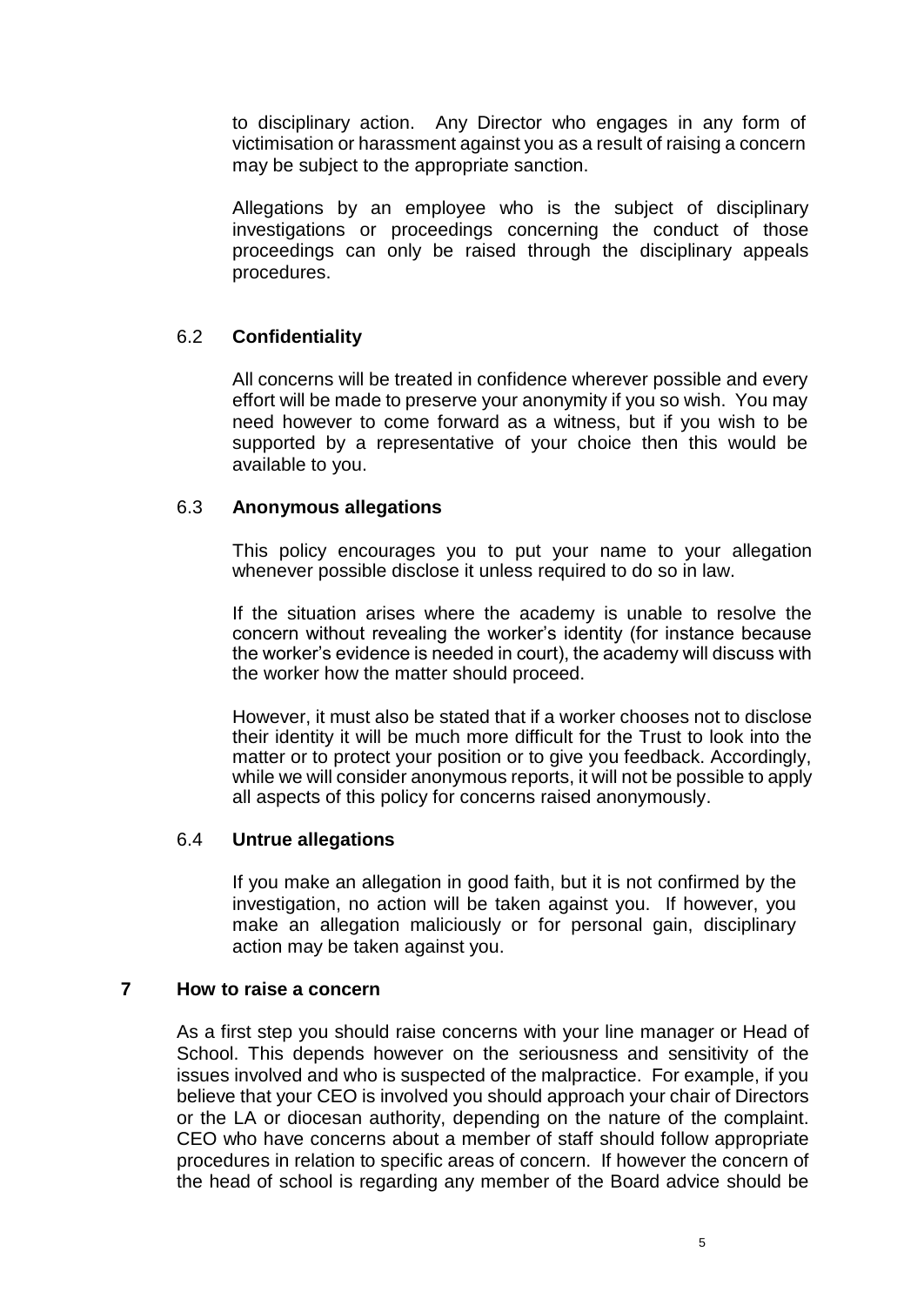to disciplinary action. Any Director who engages in any form of victimisation or harassment against you as a result of raising a concern may be subject to the appropriate sanction.

Allegations by an employee who is the subject of disciplinary investigations or proceedings concerning the conduct of those proceedings can only be raised through the disciplinary appeals procedures.

### 6.2 Confidentiality

All concerns will be treated in confidence wherever possible and every effort will be made to preserve your anonymity if you so wish. You may need however to come forward as a witness, but if you wish to be supported by a representative of your choice then this would be available to you.

### 6.3 Anonymous allegations

This policy encourages you to put your name to your allegation whenever possible disclose it unless required to do so in law.

If the situation arises where the academy is unable to resolve the concern without revealing the worker's identity (for instance because the worker's evidence is needed in court), the academy will discuss with the worker how the matter should proceed.

However, it must also be stated that if a worker chooses not to disclose their identity it will be much more difficult for the Trust to look into the matter or to protect your position or to give you feedback. Accordingly, while we will consider anonymous reports, it will not be possible to apply all aspects of this policy for concerns raised anonymously.

### 6.4 Untrue allegations

If you make an allegation in good faith, but it is not confirmed by the investigation, no action will be taken against you. If however, you make an allegation maliciously or for personal gain, disciplinary action may be taken against you.

## 7 How to raise a concern

As a first step you should raise concerns with your line manager or Head of School. This depends however on the seriousness and sensitivity of the issues involved and who is suspected of the malpractice. For example, if you believe that your CEO is involved you should approach your chair of Directors or the LA or diocesan authority, depending on the nature of the complaint. CEO who have concerns about a member of staff should follow appropriate procedures in relation to specific areas of concern. If however the concern of the head of school is regarding any member of the Board advice should be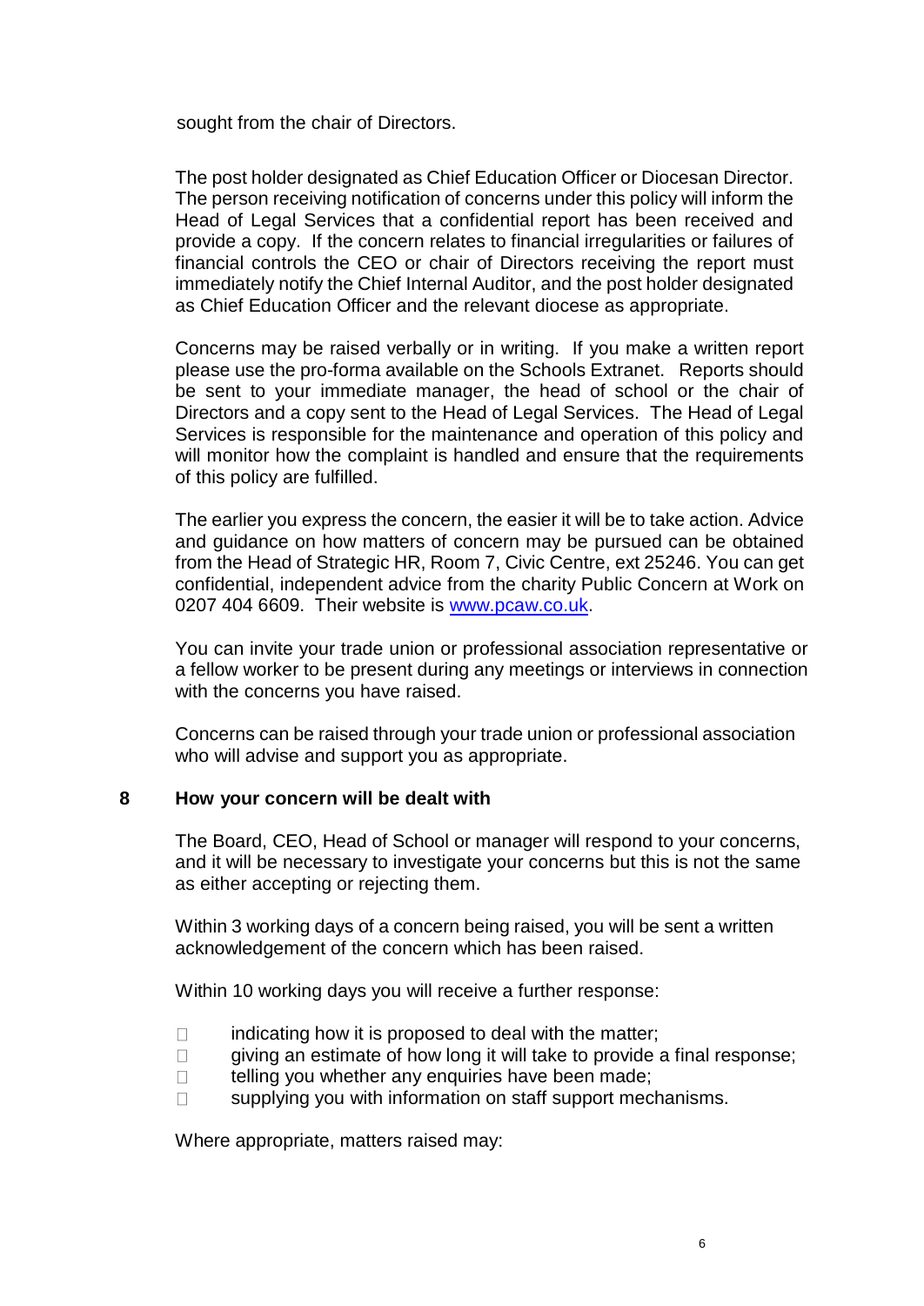sought from the chair of Directors.

The post holder designated as Chief Education Officer or Diocesan Director. The person receiving notification of concerns under this policy will inform the Head of Legal Services that a confidential report has been received and provide a copy. If the concern relates to financial irregularities or failures of financial controls the CEO or chair of Directors receiving the report must immediately notify the Chief Internal Auditor, and the post holder designated as Chief Education Officer and the relevant diocese as appropriate.

Concerns may be raised verbally or in writing. If you make a written report please use the pro-forma available on the Schools Extranet. Reports should be sent to your immediate manager, the head of school or the chair of Directors and a copy sent to the Head of Legal Services. The Head of Legal Services is responsible for the maintenance and operation of this policy and will monitor how the complaint is handled and ensure that the requirements of this policy are fulfilled.

The earlier you express the concern, the easier it will be to take action. Advice and guidance on how matters of concern may be pursued can be obtained from the Head of Strategic HR, Room 7, Civic Centre, ext 25246. You can get confidential, independent advice from the charity Public Concern at Work on 0207 404 6609. Their website is [www.pcaw.co.uk](http://www.pcaw.co.uk).

You can invite your trade union or professional association representative or a fellow worker to be present during any meetings or interviews in connection with the concerns you have raised.

Concerns can be raised through your trade union or professional association who will advise and support you as appropriate.

## 8 How your concern will be dealt with

The Board, CEO, Head of School or manager will respond to your concerns, and it will be necessary to investigate your concerns but this is not the same as either accepting or rejecting them.

Within 3 working days of a concern being raised, you will be sent a written acknowledgement of the concern which has been raised.

Within 10 working days you will receive a further response:

- indicating how it is proposed to deal with the matter;
- giving an estimate of how long it will take to provide a final response;
- telling you whether any enquiries have been made;
- supplying you with information on staff support mechanisms.

Where appropriate, matters raised may: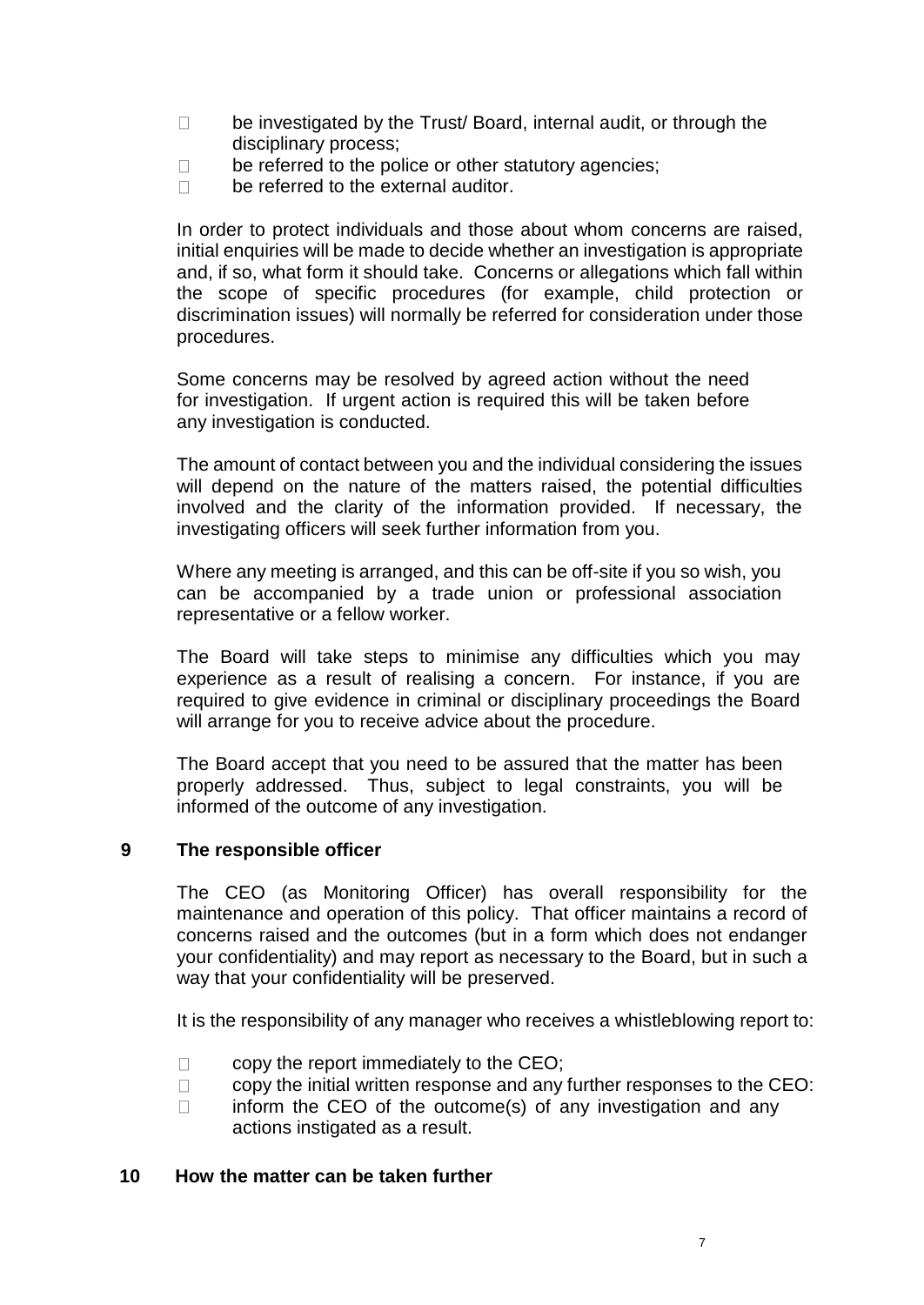- be investigated by the Trust/ Board, internal audit, or through the disciplinary process;
- be referred to the police or other statutory agencies;
- be referred to the external auditor.

In order to protect individuals and those about whom concerns are raised, initial enquiries will be made to decide whether an investigation is appropriate and, if so, what form it should take. Concerns or allegations which fall within the scope of specific procedures (for example, child protection or discrimination issues) will normally be referred for consideration under those procedures.

Some concerns may be resolved by agreed action without the need for investigation. If urgent action is required this will be taken before any investigation is conducted.

The amount of contact between you and the individual considering the issues will depend on the nature of the matters raised, the potential difficulties involved and the clarity of the information provided. If necessary, the investigating officers will seek further information from you.

Where any meeting is arranged, and this can be off-site if you so wish, you can be accompanied by a trade union or professional association representative or a fellow worker.

The Board will take steps to minimise any difficulties which you may experience as a result of realising a concern. For instance, if you are required to give evidence in criminal or disciplinary proceedings the Board will arrange for you to receive advice about the procedure.

The Board accept that you need to be assured that the matter has been properly addressed. Thus, subject to legal constraints, you will be informed of the outcome of any investigation.

## 9 The responsible officer

The CEO (as Monitoring Officer) has overall responsibility for the maintenance and operation of this policy. That officer maintains a record of concerns raised and the outcomes (but in a form which does not endanger your confidentiality) and may report as necessary to the Board, but in such a way that your confidentiality will be preserved.

It is the responsibility of any manager who receives a whistleblowing report to:

- copy the report immediately to the CEO;
- copy the initial written response and any further responses to the CEO:
- inform the CEO of the outcome(s) of any investigation and any actions instigated as a result.

## 10 How the matter can be taken further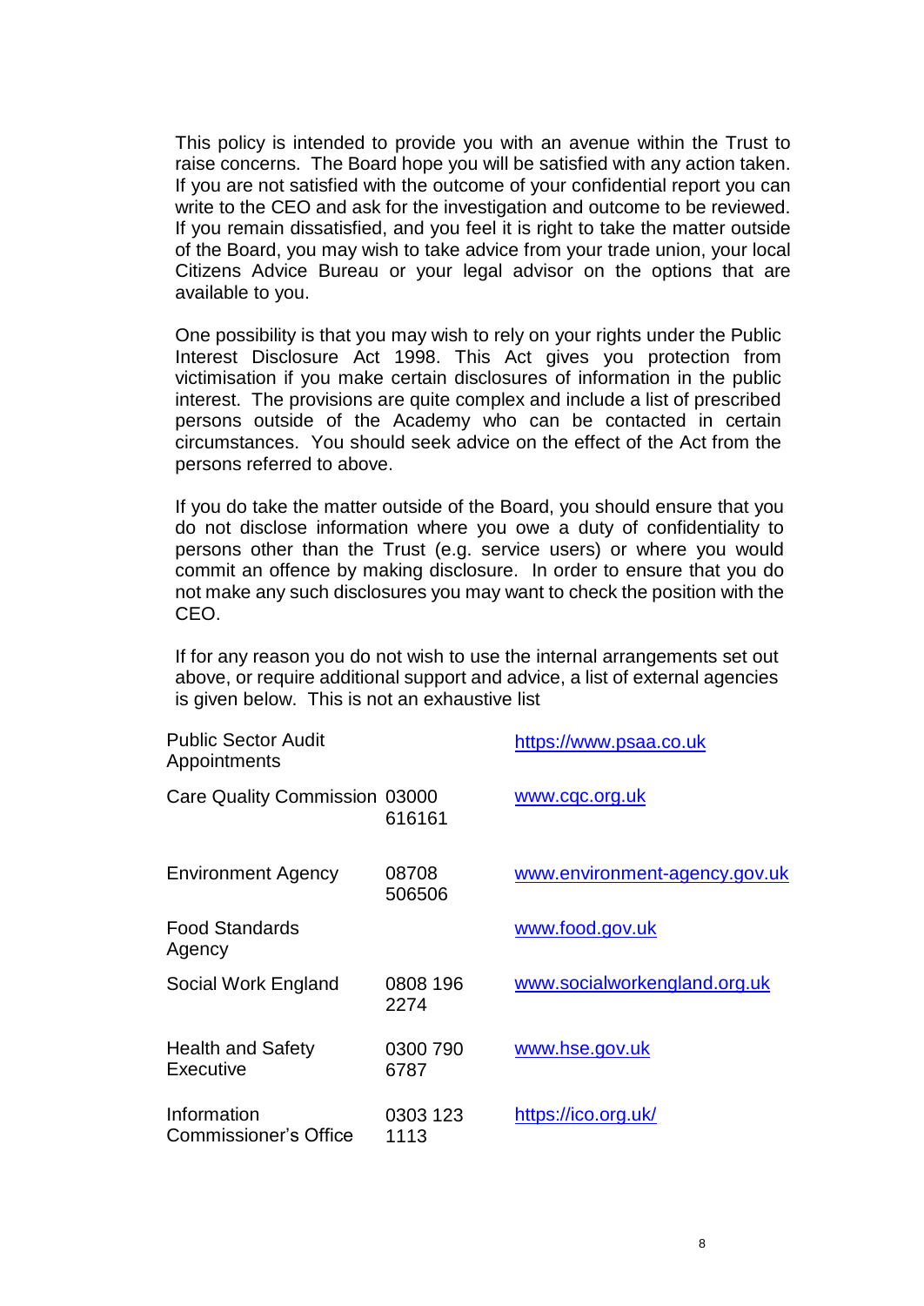This policy is intended to provide you with an avenue within the Trust to raise concerns. The Board hope you will be satisfied with any action taken. If you are not satisfied with the outcome of your confidential report you can write to the CEO and ask for the investigation and outcome to be reviewed. If you remain dissatisfied, and you feel it is right to take the matter outside of the Board, you may wish to take advice from your trade union, your local Citizens Advice Bureau or your legal advisor on the options that are available to you.

One possibility is that you may wish to rely on your rights under the Public Interest Disclosure Act 1998. This Act gives you protection from victimisation if you make certain disclosures of information in the public interest. The provisions are quite complex and include a list of prescribed persons outside of the Academy who can be contacted in certain circumstances. You should seek advice on the effect of the Act from the persons referred to above.

If you do take the matter outside of the Board, you should ensure that you do not disclose information where you owe a duty of confidentiality to persons other than the Trust (e.g. service users) or where you would commit an offence by making disclosure. In order to ensure that you do not make any such disclosures you may want to check the position with the CEO.

If for any reason you do not wish to use the internal arrangements set out above, or require additional support and advice, a list of external agencies is given below. This is not an exhaustive list

| | | |
|---|---|---|
| Public Sector Audit Appointments | | https://www.psaa.co.uk |
| Care Quality Commission | 03000 616161 | www.cqc.org.uk |
| Environment Agency | 08708 506506 | www.environment-agency.gov.uk |
| Food Standards Agency | | www.food.gov.uk |
| Social Work England | 0808 196 2274 | www.socialworkengland.org.uk |
| Health and Safety Executive | 0300 790 6787 | www.hse.gov.uk |
| Information Commissioner's Office | 0303 123 1113 | https://ico.org.uk/ |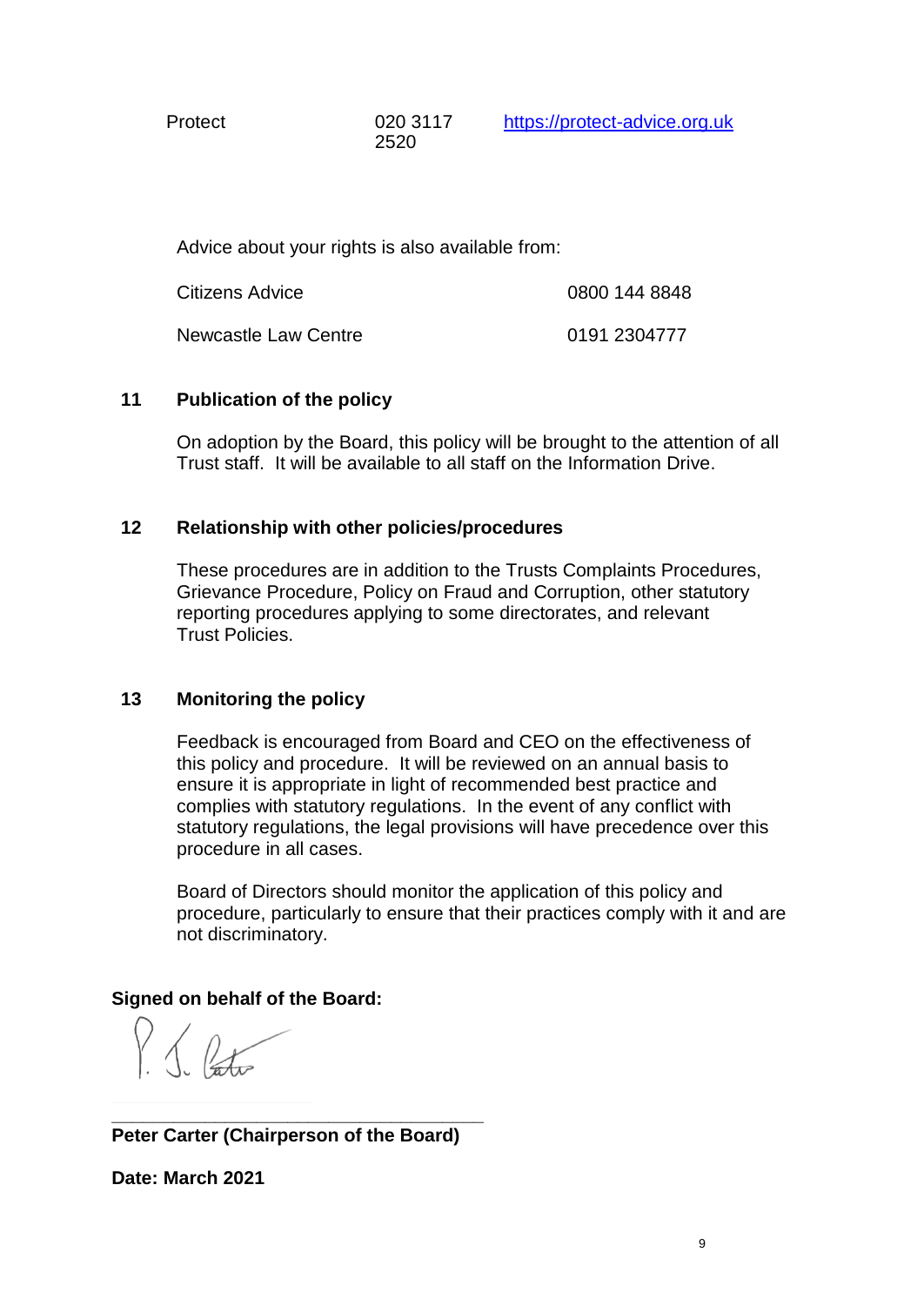| | | |
|---|---|---|
| Protect | 020 3117 2520 | https://protect-advice.org.uk |

Advice about your rights is also available from:

| | |
|---|---|
| Citizens Advice | 0800 144 8848 |
| Newcastle Law Centre | 0191 2304777 |

## 11 Publication of the policy

On adoption by the Board, this policy will be brought to the attention of all Trust staff. It will be available to all staff on the Information Drive.

## 12 Relationship with other policies/procedures

These procedures are in addition to the Trusts Complaints Procedures, Grievance Procedure, Policy on Fraud and Corruption, other statutory reporting procedures applying to some directorates, and relevant Trust Policies.

## 13 Monitoring the policy

Feedback is encouraged from Board and CEO on the effectiveness of this policy and procedure. It will be reviewed on an annual basis to ensure it is appropriate in light of recommended best practice and complies with statutory regulations. In the event of any conflict with statutory regulations, the legal provisions will have precedence over this procedure in all cases.

Board of Directors should monitor the application of this policy and procedure, particularly to ensure that their practices comply with it and are not discriminatory.

**Signed on behalf of the Board:**

**Peter Carter (Chairperson of the Board)**

**Date: March 2021**